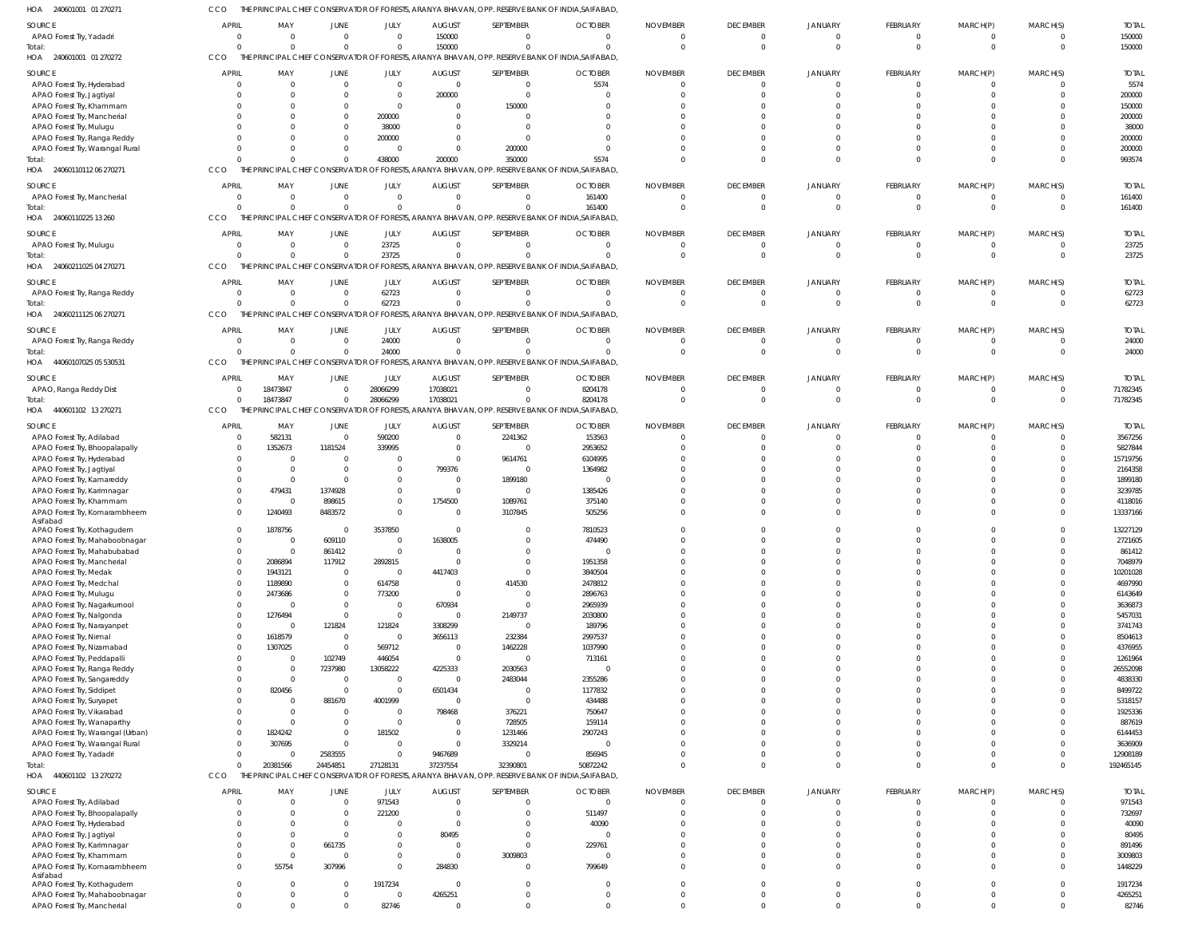HOA 240601001 01 270271 CCO THE PRINCIPAL CHIEF CONSERVATOR OF FORESTS, ARANYA BHAVAN, OPP. RESERVE BANK OF INDIA,SAIFABAD,

| SOURCE | APRIL | MAY | JUNE | JULY | AUGUST | SEPTEMBER | OCTOBER | NOVEMBER | DECEMBER | JANUARY | FEBRUARY | MARCH(P) | MARCH(S) | TOTAL |
|---|---|---|---|---|---|---|---|---|---|---|---|---|---|---|
| APAO Forest Try, Yadadri | 0 | 0 | 0 | 0 | 150000 | 0 | 0 | 0 | 0 | 0 | 0 | 0 | 0 | 150000 |
| Total: | 0 | 0 | 0 | 0 | 150000 | 0 | 0 | 0 | 0 | 0 | 0 | 0 | 0 | 150000 |

HOA 240601001 01 270272 CCO THE PRINCIPAL CHIEF CONSERVATOR OF FORESTS, ARANYA BHAVAN, OPP. RESERVE BANK OF INDIA,SAIFABAD,

| SOURCE | APRIL | MAY | JUNE | JULY | AUGUST | SEPTEMBER | OCTOBER | NOVEMBER | DECEMBER | JANUARY | FEBRUARY | MARCH(P) | MARCH(S) | TOTAL |
|---|---|---|---|---|---|---|---|---|---|---|---|---|---|---|
| APAO Forest Try, Hyderabad | 0 | 0 | 0 | 0 | 0 | 0 | 5574 | 0 | 0 | 0 | 0 | 0 | 0 | 5574 |
| APAO Forest Try, Jagtiyal | 0 | 0 | 0 | 0 | 200000 | 0 | 0 | 0 | 0 | 0 | 0 | 0 | 0 | 200000 |
| APAO Forest Try, Khammam | 0 | 0 | 0 | 0 | 0 | 150000 | 0 | 0 | 0 | 0 | 0 | 0 | 0 | 150000 |
| APAO Forest Try, Mancherial | 0 | 0 | 0 | 200000 | 0 | 0 | 0 | 0 | 0 | 0 | 0 | 0 | 0 | 200000 |
| APAO Forest Try, Mulugu | 0 | 0 | 0 | 38000 | 0 | 0 | 0 | 0 | 0 | 0 | 0 | 0 | 0 | 38000 |
| APAO Forest Try, Ranga Reddy | 0 | 0 | 0 | 200000 | 0 | 0 | 0 | 0 | 0 | 0 | 0 | 0 | 0 | 200000 |
| APAO Forest Try, Warangal Rural | 0 | 0 | 0 | 0 | 0 | 200000 | 0 | 0 | 0 | 0 | 0 | 0 | 0 | 200000 |
| Total: | 0 | 0 | 0 | 438000 | 200000 | 350000 | 5574 | 0 | 0 | 0 | 0 | 0 | 0 | 993574 |

HOA 240601101 12 06 270271 CCO THE PRINCIPAL CHIEF CONSERVATOR OF FORESTS, ARANYA BHAVAN, OPP. RESERVE BANK OF INDIA,SAIFABAD,

| SOURCE | APRIL | MAY | JUNE | JULY | AUGUST | SEPTEMBER | OCTOBER | NOVEMBER | DECEMBER | JANUARY | FEBRUARY | MARCH(P) | MARCH(S) | TOTAL |
|---|---|---|---|---|---|---|---|---|---|---|---|---|---|---|
| APAO Forest Try, Mancherial | 0 | 0 | 0 | 0 | 0 | 0 | 161400 | 0 | 0 | 0 | 0 | 0 | 0 | 161400 |
| Total: | 0 | 0 | 0 | 0 | 0 | 0 | 161400 | 0 | 0 | 0 | 0 | 0 | 0 | 161400 |

HOA 240601102 25 13 260 CCO THE PRINCIPAL CHIEF CONSERVATOR OF FORESTS, ARANYA BHAVAN, OPP. RESERVE BANK OF INDIA,SAIFABAD,

| SOURCE | APRIL | MAY | JUNE | JULY | AUGUST | SEPTEMBER | OCTOBER | NOVEMBER | DECEMBER | JANUARY | FEBRUARY | MARCH(P) | MARCH(S) | TOTAL |
|---|---|---|---|---|---|---|---|---|---|---|---|---|---|---|
| APAO Forest Try, Mulugu | 0 | 0 | 0 | 23725 | 0 | 0 | 0 | 0 | 0 | 0 | 0 | 0 | 0 | 23725 |
| Total: | 0 | 0 | 0 | 23725 | 0 | 0 | 0 | 0 | 0 | 0 | 0 | 0 | 0 | 23725 |

HOA 240602110 25 04 270271 CCO THE PRINCIPAL CHIEF CONSERVATOR OF FORESTS, ARANYA BHAVAN, OPP. RESERVE BANK OF INDIA,SAIFABAD,

| SOURCE | APRIL | MAY | JUNE | JULY | AUGUST | SEPTEMBER | OCTOBER | NOVEMBER | DECEMBER | JANUARY | FEBRUARY | MARCH(P) | MARCH(S) | TOTAL |
|---|---|---|---|---|---|---|---|---|---|---|---|---|---|---|
| APAO Forest Try, Ranga Reddy | 0 | 0 | 0 | 62723 | 0 | 0 | 0 | 0 | 0 | 0 | 0 | 0 | 0 | 62723 |
| Total: | 0 | 0 | 0 | 62723 | 0 | 0 | 0 | 0 | 0 | 0 | 0 | 0 | 0 | 62723 |

HOA 240602111 25 06 270271 CCO THE PRINCIPAL CHIEF CONSERVATOR OF FORESTS, ARANYA BHAVAN, OPP. RESERVE BANK OF INDIA,SAIFABAD,

| SOURCE | APRIL | MAY | JUNE | JULY | AUGUST | SEPTEMBER | OCTOBER | NOVEMBER | DECEMBER | JANUARY | FEBRUARY | MARCH(P) | MARCH(S) | TOTAL |
|---|---|---|---|---|---|---|---|---|---|---|---|---|---|---|
| APAO Forest Try, Ranga Reddy | 0 | 0 | 0 | 24000 | 0 | 0 | 0 | 0 | 0 | 0 | 0 | 0 | 0 | 24000 |
| Total: | 0 | 0 | 0 | 24000 | 0 | 0 | 0 | 0 | 0 | 0 | 0 | 0 | 0 | 24000 |

HOA 440601070 25 05 530531 CCO THE PRINCIPAL CHIEF CONSERVATOR OF FORESTS, ARANYA BHAVAN, OPP. RESERVE BANK OF INDIA,SAIFABAD,

| SOURCE | APRIL | MAY | JUNE | JULY | AUGUST | SEPTEMBER | OCTOBER | NOVEMBER | DECEMBER | JANUARY | FEBRUARY | MARCH(P) | MARCH(S) | TOTAL |
|---|---|---|---|---|---|---|---|---|---|---|---|---|---|---|
| APAO, Ranga Reddy Dist | 0 | 18473847 | 0 | 28066299 | 17038021 | 0 | 8204178 | 0 | 0 | 0 | 0 | 0 | 0 | 71782345 |
| Total: | 0 | 18473847 | 0 | 28066299 | 17038021 | 0 | 8204178 | 0 | 0 | 0 | 0 | 0 | 0 | 71782345 |

HOA 440601102 13 270271 CCO THE PRINCIPAL CHIEF CONSERVATOR OF FORESTS, ARANYA BHAVAN, OPP. RESERVE BANK OF INDIA,SAIFABAD,

| SOURCE | APRIL | MAY | JUNE | JULY | AUGUST | SEPTEMBER | OCTOBER | NOVEMBER | DECEMBER | JANUARY | FEBRUARY | MARCH(P) | MARCH(S) | TOTAL |
|---|---|---|---|---|---|---|---|---|---|---|---|---|---|---|
| APAO Forest Try, Adilabad | 0 | 582131 | 0 | 590200 | 0 | 2241362 | 153563 | 0 | 0 | 0 | 0 | 0 | 0 | 3567256 |
| APAO Forest Try, Bhoopalapally | 0 | 1352673 | 1181524 | 339995 | 0 | 0 | 2953652 | 0 | 0 | 0 | 0 | 0 | 0 | 5827844 |
| APAO Forest Try, Hyderabad | 0 | 0 | 0 | 0 | 0 | 9614761 | 6104995 | 0 | 0 | 0 | 0 | 0 | 0 | 15719756 |
| APAO Forest Try, Jagtiyal | 0 | 0 | 0 | 0 | 799376 | 0 | 1364982 | 0 | 0 | 0 | 0 | 0 | 0 | 2164358 |
| APAO Forest Try, Kamareddy | 0 | 0 | 0 | 0 | 0 | 1899180 | 0 | 0 | 0 | 0 | 0 | 0 | 0 | 1899180 |
| APAO Forest Try, Karimnagar | 0 | 479431 | 1374928 | 0 | 0 | 0 | 1385426 | 0 | 0 | 0 | 0 | 0 | 0 | 3239785 |
| APAO Forest Try, Khammam | 0 | 0 | 898615 | 0 | 1754500 | 1089761 | 375140 | 0 | 0 | 0 | 0 | 0 | 0 | 4118016 |
| APAO Forest Try, Komarambheem Asifabad | 0 | 1240493 | 8483572 | 0 | 0 | 3107845 | 505256 | 0 | 0 | 0 | 0 | 0 | 0 | 13337166 |
| APAO Forest Try, Kothagudem | 0 | 1878756 | 0 | 3537850 | 0 | 0 | 7810523 | 0 | 0 | 0 | 0 | 0 | 0 | 13227129 |
| APAO Forest Try, Mahaboobnagar | 0 | 0 | 609110 | 0 | 1638005 | 0 | 474490 | 0 | 0 | 0 | 0 | 0 | 0 | 2721605 |
| APAO Forest Try, Mahabubabad | 0 | 0 | 861412 | 0 | 0 | 0 | 0 | 0 | 0 | 0 | 0 | 0 | 0 | 861412 |
| APAO Forest Try, Mancherial | 0 | 2086894 | 117912 | 2892815 | 0 | 0 | 1951358 | 0 | 0 | 0 | 0 | 0 | 0 | 7048979 |
| APAO Forest Try, Medak | 0 | 1943121 | 0 | 0 | 4417403 | 0 | 3840504 | 0 | 0 | 0 | 0 | 0 | 0 | 10201028 |
| APAO Forest Try, Medchal | 0 | 1189890 | 0 | 614758 | 0 | 414530 | 2478812 | 0 | 0 | 0 | 0 | 0 | 0 | 4697990 |
| APAO Forest Try, Mulugu | 0 | 2473686 | 0 | 773200 | 0 | 0 | 2896763 | 0 | 0 | 0 | 0 | 0 | 0 | 6143649 |
| APAO Forest Try, Nagarkurnool | 0 | 0 | 0 | 0 | 670934 | 0 | 2965939 | 0 | 0 | 0 | 0 | 0 | 0 | 3636873 |
| APAO Forest Try, Nalgonda | 0 | 1276494 | 0 | 0 | 0 | 2149737 | 2030800 | 0 | 0 | 0 | 0 | 0 | 0 | 5457031 |
| APAO Forest Try, Narayanpet | 0 | 0 | 121824 | 121824 | 3308299 | 0 | 189796 | 0 | 0 | 0 | 0 | 0 | 0 | 3741743 |
| APAO Forest Try, Nirmal | 0 | 1618579 | 0 | 0 | 3656113 | 232384 | 2997537 | 0 | 0 | 0 | 0 | 0 | 0 | 8504613 |
| APAO Forest Try, Nizamabad | 0 | 1307025 | 0 | 569712 | 0 | 1462228 | 1037990 | 0 | 0 | 0 | 0 | 0 | 0 | 4376955 |
| APAO Forest Try, Peddapalli | 0 | 0 | 102749 | 446054 | 0 | 0 | 713161 | 0 | 0 | 0 | 0 | 0 | 0 | 1261964 |
| APAO Forest Try, Ranga Reddy | 0 | 0 | 7237980 | 13058222 | 4225333 | 2030563 | 0 | 0 | 0 | 0 | 0 | 0 | 0 | 26552098 |
| APAO Forest Try, Sangareddy | 0 | 0 | 0 | 0 | 0 | 2483044 | 2355286 | 0 | 0 | 0 | 0 | 0 | 0 | 4838330 |
| APAO Forest Try, Siddipet | 0 | 820456 | 0 | 0 | 6501434 | 0 | 1177832 | 0 | 0 | 0 | 0 | 0 | 0 | 8499722 |
| APAO Forest Try, Suryapet | 0 | 0 | 881670 | 4001999 | 0 | 0 | 434488 | 0 | 0 | 0 | 0 | 0 | 0 | 5318157 |
| APAO Forest Try, Vikarabad | 0 | 0 | 0 | 0 | 798468 | 376221 | 750647 | 0 | 0 | 0 | 0 | 0 | 0 | 1925336 |
| APAO Forest Try, Wanaparthy | 0 | 0 | 0 | 0 | 0 | 728505 | 159114 | 0 | 0 | 0 | 0 | 0 | 0 | 887619 |
| APAO Forest Try, Warangal (Urban) | 0 | 1824242 | 0 | 181502 | 0 | 1231466 | 2907243 | 0 | 0 | 0 | 0 | 0 | 0 | 6144453 |
| APAO Forest Try, Warangal Rural | 0 | 307695 | 0 | 0 | 0 | 3329214 | 0 | 0 | 0 | 0 | 0 | 0 | 0 | 3636909 |
| APAO Forest Try, Yadadri | 0 | 0 | 2583555 | 0 | 9467689 | 0 | 856945 | 0 | 0 | 0 | 0 | 0 | 0 | 12908189 |
| Total: | 0 | 20381566 | 24454851 | 27128131 | 37237554 | 32390801 | 50872242 | 0 | 0 | 0 | 0 | 0 | 0 | 192465145 |

HOA 440601102 13 270272 CCO THE PRINCIPAL CHIEF CONSERVATOR OF FORESTS, ARANYA BHAVAN, OPP. RESERVE BANK OF INDIA,SAIFABAD,

| SOURCE | APRIL | MAY | JUNE | JULY | AUGUST | SEPTEMBER | OCTOBER | NOVEMBER | DECEMBER | JANUARY | FEBRUARY | MARCH(P) | MARCH(S) | TOTAL |
|---|---|---|---|---|---|---|---|---|---|---|---|---|---|---|
| APAO Forest Try, Adilabad | 0 | 0 | 0 | 971543 | 0 | 0 | 0 | 0 | 0 | 0 | 0 | 0 | 0 | 971543 |
| APAO Forest Try, Bhoopalapally | 0 | 0 | 0 | 221200 | 0 | 0 | 511497 | 0 | 0 | 0 | 0 | 0 | 0 | 732697 |
| APAO Forest Try, Hyderabad | 0 | 0 | 0 | 0 | 0 | 0 | 40090 | 0 | 0 | 0 | 0 | 0 | 0 | 40090 |
| APAO Forest Try, Jagtiyal | 0 | 0 | 0 | 0 | 80495 | 0 | 0 | 0 | 0 | 0 | 0 | 0 | 0 | 80495 |
| APAO Forest Try, Karimnagar | 0 | 0 | 661735 | 0 | 0 | 0 | 229761 | 0 | 0 | 0 | 0 | 0 | 0 | 891496 |
| APAO Forest Try, Khammam | 0 | 0 | 0 | 0 | 0 | 3009803 | 0 | 0 | 0 | 0 | 0 | 0 | 0 | 3009803 |
| APAO Forest Try, Komarambheem Asifabad | 0 | 55754 | 307996 | 0 | 284830 | 0 | 799649 | 0 | 0 | 0 | 0 | 0 | 0 | 1448229 |
| APAO Forest Try, Kothagudem | 0 | 0 | 0 | 1917234 | 0 | 0 | 0 | 0 | 0 | 0 | 0 | 0 | 0 | 1917234 |
| APAO Forest Try, Mahaboobnagar | 0 | 0 | 0 | 0 | 4265251 | 0 | 0 | 0 | 0 | 0 | 0 | 0 | 0 | 4265251 |
| APAO Forest Try, Mancherial | 0 | 0 | 0 | 82746 | 0 | 0 | 0 | 0 | 0 | 0 | 0 | 0 | 0 | 82746 |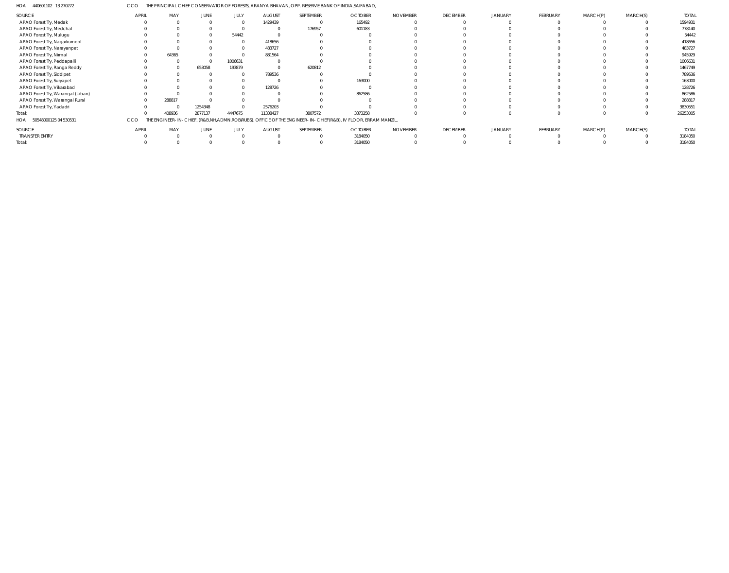HOA 440601102 13 270272 CCO THE PRINCIPAL CHIEF CONSERVATOR OF FORESTS, ARANYA BHAVAN, OPP. RESERVE BANK OF INDIA,SAIFABAD,

| SOURCE | APRIL | MAY | JUNE | JULY | AUGUST | SEPTEMBER | OCTOBER | NOVEMBER | DECEMBER | JANUARY | FEBRUARY | MARCH(P) | MARCH(S) | TOTAL |
|---|---|---|---|---|---|---|---|---|---|---|---|---|---|---|
| APAO Forest Try, Medak | 0 | 0 | 0 | 0 | 1429439 | 0 | 165492 | 0 | 0 | 0 | 0 | 0 | 0 | 1594931 |
| APAO Forest Try, Medchal | 0 | 0 | 0 | 0 | 0 | 176957 | 601183 | 0 | 0 | 0 | 0 | 0 | 0 | 778140 |
| APAO Forest Try, Mulugu | 0 | 0 | 0 | 54442 | 0 | 0 | 0 | 0 | 0 | 0 | 0 | 0 | 0 | 54442 |
| APAO Forest Try, Nagarkurnool | 0 | 0 | 0 | 0 | 418656 | 0 | 0 | 0 | 0 | 0 | 0 | 0 | 0 | 418656 |
| APAO Forest Try, Narayanpet | 0 | 0 | 0 | 0 | 483727 | 0 | 0 | 0 | 0 | 0 | 0 | 0 | 0 | 483727 |
| APAO Forest Try, Nirmal | 0 | 64365 | 0 | 0 | 881564 | 0 | 0 | 0 | 0 | 0 | 0 | 0 | 0 | 945929 |
| APAO Forest Try, Peddapalli | 0 | 0 | 0 | 1006631 | 0 | 0 | 0 | 0 | 0 | 0 | 0 | 0 | 0 | 1006631 |
| APAO Forest Try, Ranga Reddy | 0 | 0 | 653058 | 193879 | 0 | 620812 | 0 | 0 | 0 | 0 | 0 | 0 | 0 | 1467749 |
| APAO Forest Try, Siddipet | 0 | 0 | 0 | 0 | 789536 | 0 | 0 | 0 | 0 | 0 | 0 | 0 | 0 | 789536 |
| APAO Forest Try, Suryapet | 0 | 0 | 0 | 0 | 0 | 0 | 163000 | 0 | 0 | 0 | 0 | 0 | 0 | 163000 |
| APAO Forest Try, Vikarabad | 0 | 0 | 0 | 0 | 128726 | 0 | 0 | 0 | 0 | 0 | 0 | 0 | 0 | 128726 |
| APAO Forest Try, Warangal (Urban) | 0 | 0 | 0 | 0 | 0 | 0 | 862586 | 0 | 0 | 0 | 0 | 0 | 0 | 862586 |
| APAO Forest Try, Warangal Rural | 0 | 288817 | 0 | 0 | 0 | 0 | 0 | 0 | 0 | 0 | 0 | 0 | 0 | 288817 |
| APAO Forest Try, Yadadri | 0 | 0 | 1254348 | 0 | 2576203 | 0 | 0 | 0 | 0 | 0 | 0 | 0 | 0 | 3830551 |
| Total: | 0 | 408936 | 2877137 | 4447675 | 11338427 | 3807572 | 3373258 | 0 | 0 | 0 | 0 | 0 | 0 | 26253005 |

HOA 50548000125 04 530531 CCO THE ENGINEER-IN-CHIEF, (R&B,NH,ADMN,ROB,RUBS), OFFICE OF THE ENGINEER-IN-CHIEF(R&B), IV FLOOR, ERRAM MANZIL,

| SOURCE | APRIL | MAY | JUNE | JULY | AUGUST | SEPTEMBER | OCTOBER | NOVEMBER | DECEMBER | JANUARY | FEBRUARY | MARCH(P) | MARCH(S) | TOTAL |
|---|---|---|---|---|---|---|---|---|---|---|---|---|---|---|
| TRANSFER ENTRY | 0 | 0 | 0 | 0 | 0 | 0 | 3184050 | 0 | 0 | 0 | 0 | 0 | 0 | 3184050 |
| Total: | 0 | 0 | 0 | 0 | 0 | 0 | 3184050 | 0 | 0 | 0 | 0 | 0 | 0 | 3184050 |